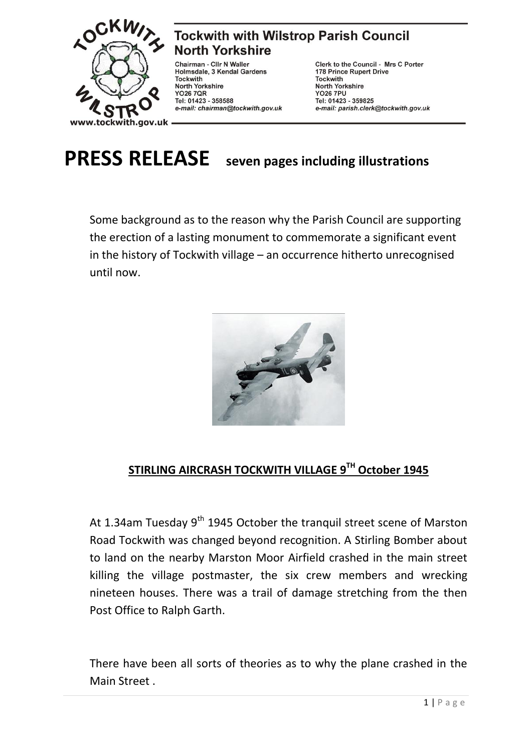**Tockwith with Wilstrop Parish Council**
**North Yorkshire**

Chairman - Cllr N Waller
Holmsdale, 3 Kendal Gardens
Tockwith
North Yorkshire
YO26 7QR
Tel: 01423 - 358588
*e-mail: chairman@tockwith.gov.uk*

Clerk to the Council - Mrs C Porter
178 Prince Rupert Drive
Tockwith
North Yorkshire
YO26 7PU
Tel: 01423 - 359825
*e-mail: parish.clerk@tockwith.gov.uk*

www.tockwith.gov.uk

# PRESS RELEASE **seven pages including illustrations**

Some background as to the reason why the Parish Council are supporting the erection of a lasting monument to commemorate a significant event in the history of Tockwith village – an occurrence hitherto unrecognised until now.

## STIRLING AIRCRASH TOCKWITH VILLAGE 9TH October 1945

At 1.34am Tuesday 9th 1945 October the tranquil street scene of Marston Road Tockwith was changed beyond recognition. A Stirling Bomber about to land on the nearby Marston Moor Airfield crashed in the main street killing the village postmaster, the six crew members and wrecking nineteen houses. There was a trail of damage stretching from the then Post Office to Ralph Garth.

There have been all sorts of theories as to why the plane crashed in the Main Street .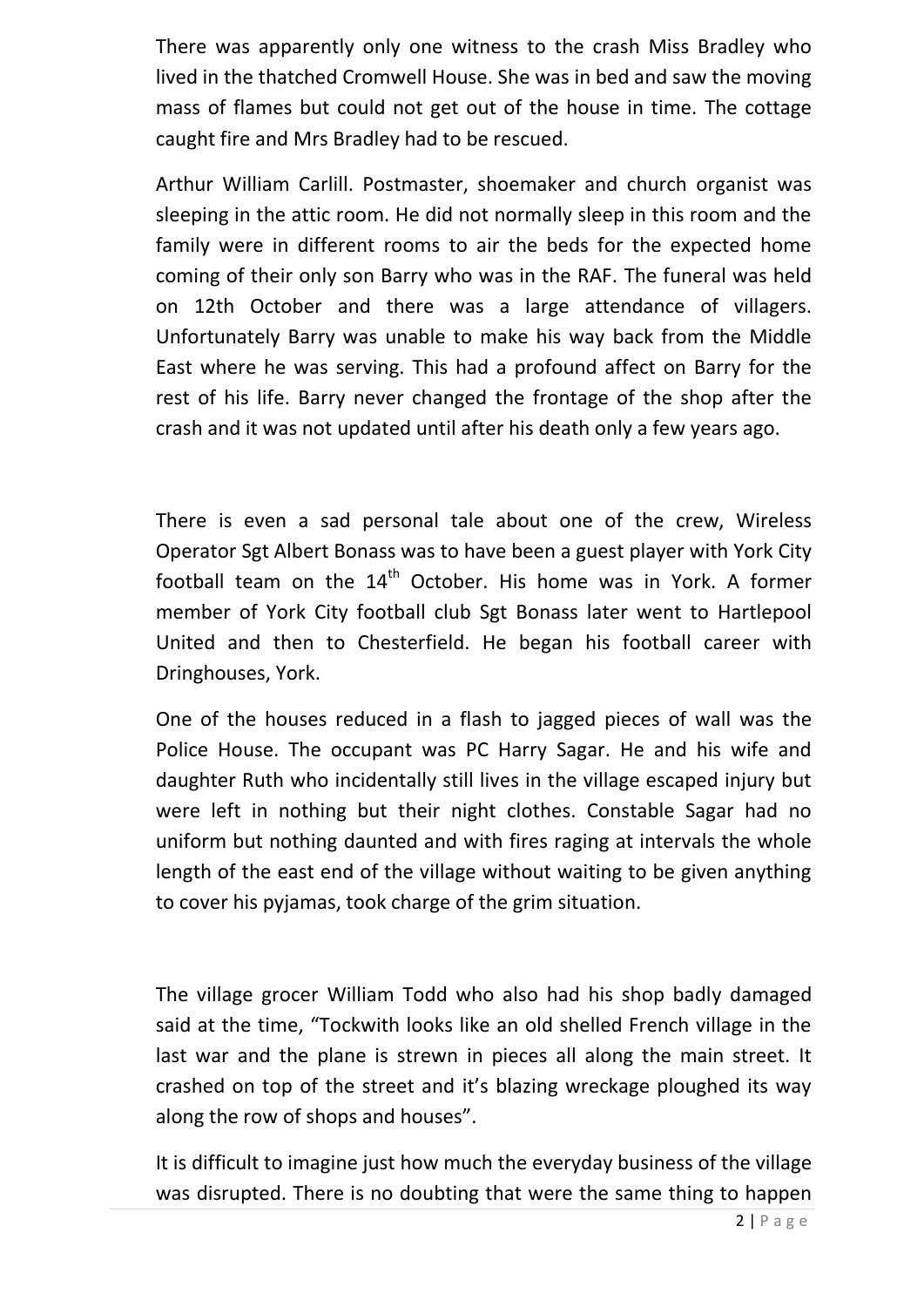There was apparently only one witness to the crash Miss Bradley who lived in the thatched Cromwell House. She was in bed and saw the moving mass of flames but could not get out of the house in time. The cottage caught fire and Mrs Bradley had to be rescued.

Arthur William Carlill. Postmaster, shoemaker and church organist was sleeping in the attic room. He did not normally sleep in this room and the family were in different rooms to air the beds for the expected home coming of their only son Barry who was in the RAF. The funeral was held on 12th October and there was a large attendance of villagers. Unfortunately Barry was unable to make his way back from the Middle East where he was serving. This had a profound affect on Barry for the rest of his life. Barry never changed the frontage of the shop after the crash and it was not updated until after his death only a few years ago.

There is even a sad personal tale about one of the crew, Wireless Operator Sgt Albert Bonass was to have been a guest player with York City football team on the 14th October. His home was in York. A former member of York City football club Sgt Bonass later went to Hartlepool United and then to Chesterfield. He began his football career with Dringhouses, York.

One of the houses reduced in a flash to jagged pieces of wall was the Police House. The occupant was PC Harry Sagar. He and his wife and daughter Ruth who incidentally still lives in the village escaped injury but were left in nothing but their night clothes. Constable Sagar had no uniform but nothing daunted and with fires raging at intervals the whole length of the east end of the village without waiting to be given anything to cover his pyjamas, took charge of the grim situation.

The village grocer William Todd who also had his shop badly damaged said at the time, "Tockwith looks like an old shelled French village in the last war and the plane is strewn in pieces all along the main street. It crashed on top of the street and it's blazing wreckage ploughed its way along the row of shops and houses".

It is difficult to imagine just how much the everyday business of the village was disrupted. There is no doubting that were the same thing to happen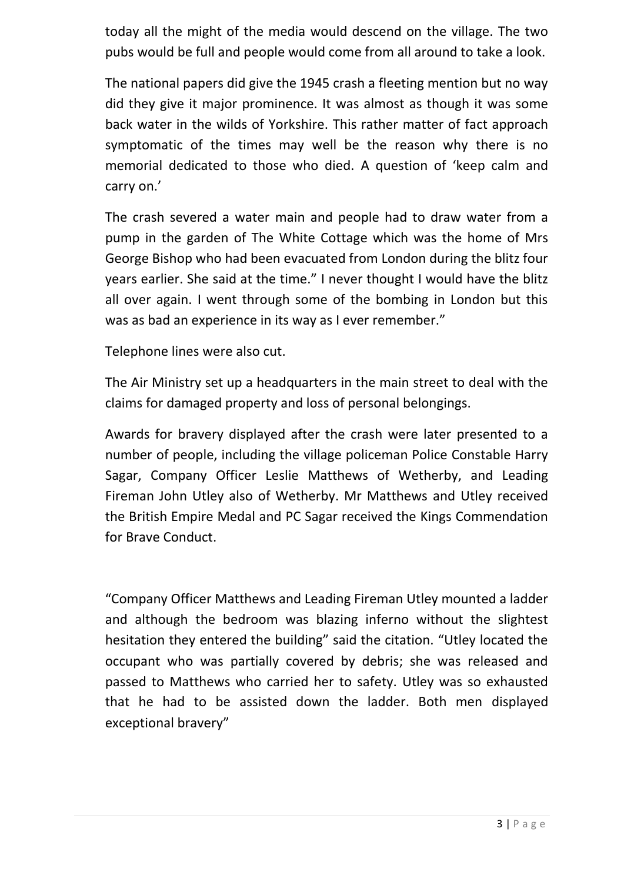today all the might of the media would descend on the village. The two pubs would be full and people would come from all around to take a look.

The national papers did give the 1945 crash a fleeting mention but no way did they give it major prominence. It was almost as though it was some back water in the wilds of Yorkshire. This rather matter of fact approach symptomatic of the times may well be the reason why there is no memorial dedicated to those who died. A question of 'keep calm and carry on.'

The crash severed a water main and people had to draw water from a pump in the garden of The White Cottage which was the home of Mrs George Bishop who had been evacuated from London during the blitz four years earlier. She said at the time." I never thought I would have the blitz all over again. I went through some of the bombing in London but this was as bad an experience in its way as I ever remember."

Telephone lines were also cut.

The Air Ministry set up a headquarters in the main street to deal with the claims for damaged property and loss of personal belongings.

Awards for bravery displayed after the crash were later presented to a number of people, including the village policeman Police Constable Harry Sagar, Company Officer Leslie Matthews of Wetherby, and Leading Fireman John Utley also of Wetherby. Mr Matthews and Utley received the British Empire Medal and PC Sagar received the Kings Commendation for Brave Conduct.

"Company Officer Matthews and Leading Fireman Utley mounted a ladder and although the bedroom was blazing inferno without the slightest hesitation they entered the building" said the citation. "Utley located the occupant who was partially covered by debris; she was released and passed to Matthews who carried her to safety. Utley was so exhausted that he had to be assisted down the ladder. Both men displayed exceptional bravery"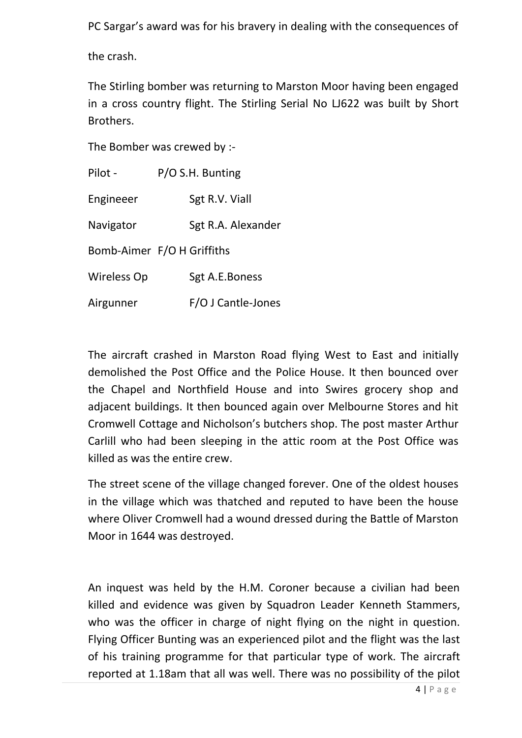PC Sargar's award was for his bravery in dealing with the consequences of the crash.

The Stirling bomber was returning to Marston Moor having been engaged in a cross country flight. The Stirling Serial No LJ622 was built by Short Brothers.

The Bomber was crewed by :-

| | |
|---|---|
| Pilot - | P/O S.H. Bunting |
| Engineeer | Sgt R.V. Viall |
| Navigator | Sgt R.A. Alexander |
| Bomb-Aimer | F/O H Griffiths |
| Wireless Op | Sgt A.E.Boness |
| Airgunner | F/O J Cantle-Jones |

The aircraft crashed in Marston Road flying West to East and initially demolished the Post Office and the Police House. It then bounced over the Chapel and Northfield House and into Swires grocery shop and adjacent buildings. It then bounced again over Melbourne Stores and hit Cromwell Cottage and Nicholson's butchers shop. The post master Arthur Carlill who had been sleeping in the attic room at the Post Office was killed as was the entire crew.

The street scene of the village changed forever. One of the oldest houses in the village which was thatched and reputed to have been the house where Oliver Cromwell had a wound dressed during the Battle of Marston Moor in 1644 was destroyed.

An inquest was held by the H.M. Coroner because a civilian had been killed and evidence was given by Squadron Leader Kenneth Stammers, who was the officer in charge of night flying on the night in question. Flying Officer Bunting was an experienced pilot and the flight was the last of his training programme for that particular type of work. The aircraft reported at 1.18am that all was well. There was no possibility of the pilot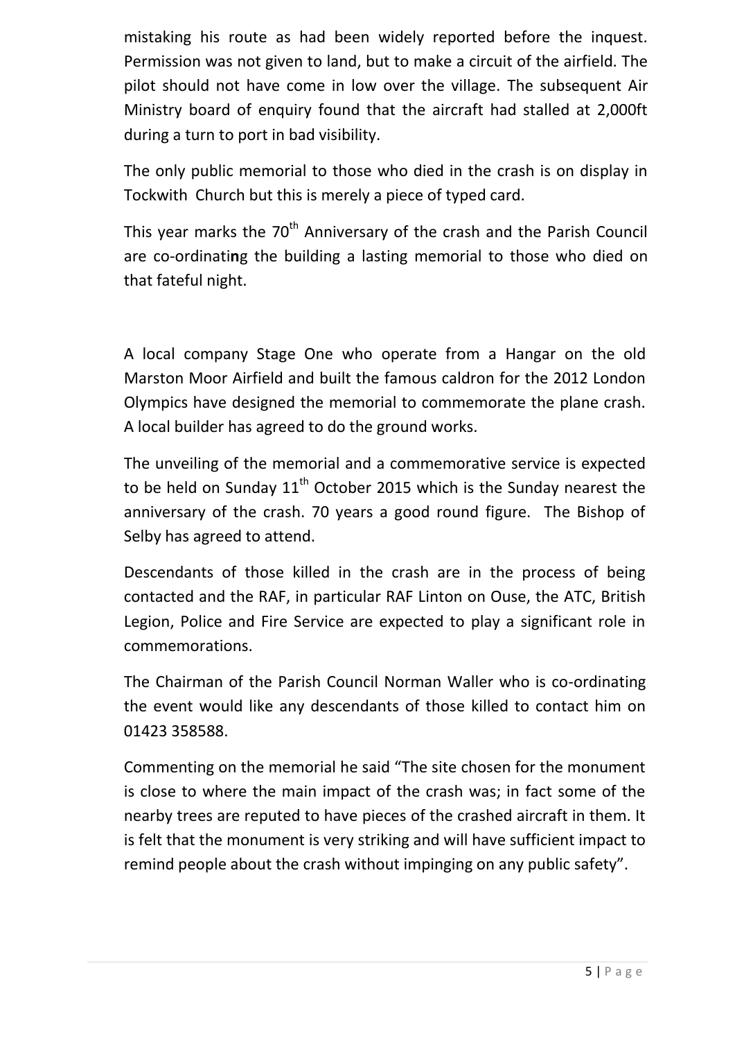mistaking his route as had been widely reported before the inquest. Permission was not given to land, but to make a circuit of the airfield. The pilot should not have come in low over the village. The subsequent Air Ministry board of enquiry found that the aircraft had stalled at 2,000ft during a turn to port in bad visibility.

The only public memorial to those who died in the crash is on display in Tockwith Church but this is merely a piece of typed card.

This year marks the 70th Anniversary of the crash and the Parish Council are co-ordinating the building a lasting memorial to those who died on that fateful night.

A local company Stage One who operate from a Hangar on the old Marston Moor Airfield and built the famous caldron for the 2012 London Olympics have designed the memorial to commemorate the plane crash. A local builder has agreed to do the ground works.

The unveiling of the memorial and a commemorative service is expected to be held on Sunday 11th October 2015 which is the Sunday nearest the anniversary of the crash. 70 years a good round figure. The Bishop of Selby has agreed to attend.

Descendants of those killed in the crash are in the process of being contacted and the RAF, in particular RAF Linton on Ouse, the ATC, British Legion, Police and Fire Service are expected to play a significant role in commemorations.

The Chairman of the Parish Council Norman Waller who is co-ordinating the event would like any descendants of those killed to contact him on 01423 358588.

Commenting on the memorial he said "The site chosen for the monument is close to where the main impact of the crash was; in fact some of the nearby trees are reputed to have pieces of the crashed aircraft in them. It is felt that the monument is very striking and will have sufficient impact to remind people about the crash without impinging on any public safety".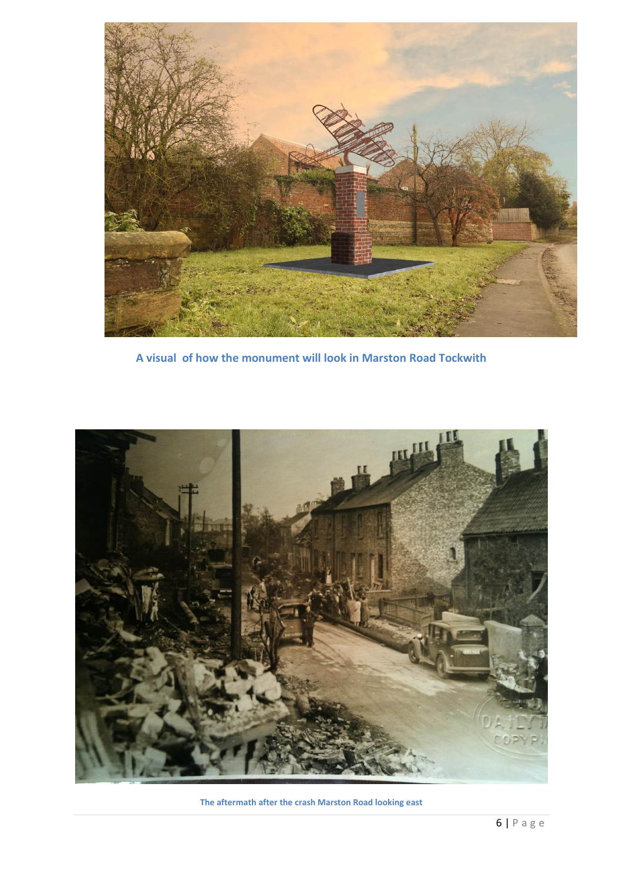A visual of how the monument will look in Marston Road Tockwith

The aftermath after the crash Marston Road looking east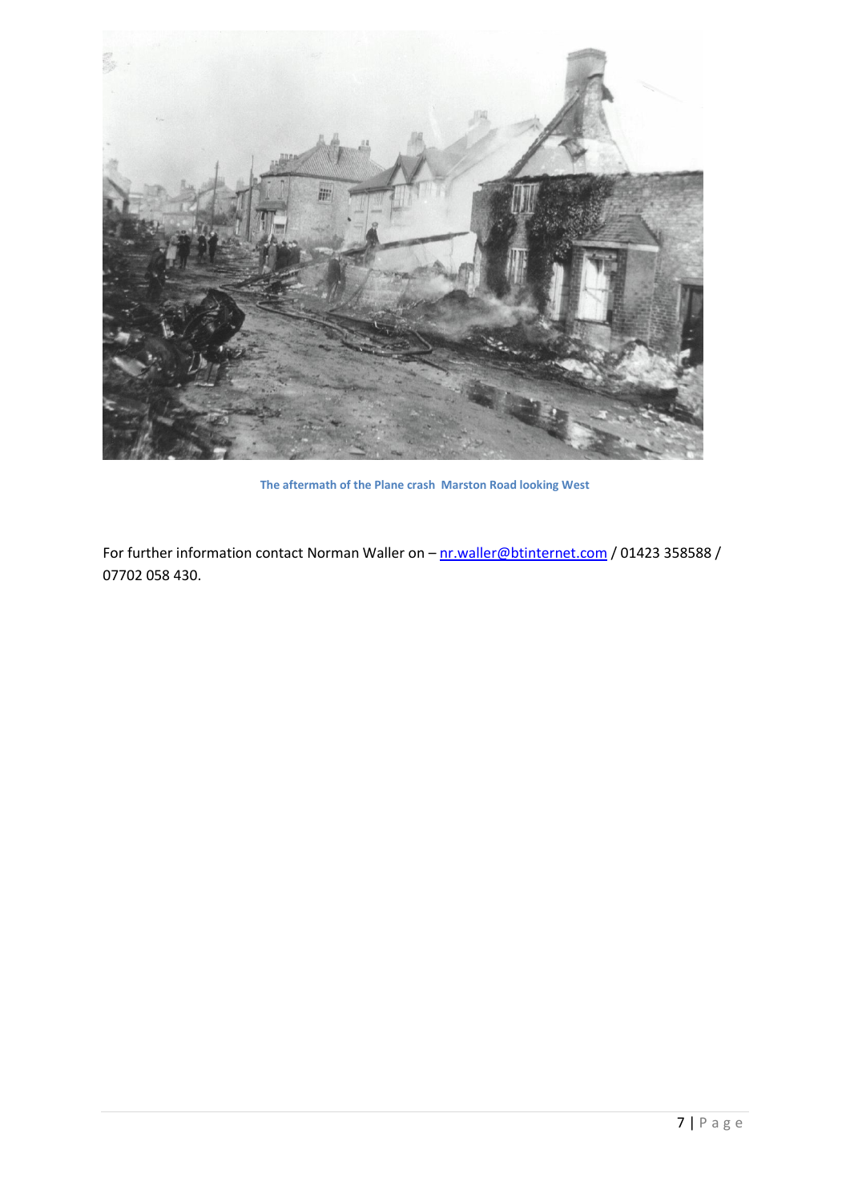The aftermath of the Plane crash Marston Road looking West

For further information contact Norman Waller on – nr.waller@btinternet.com / 01423 358588 / 07702 058 430.